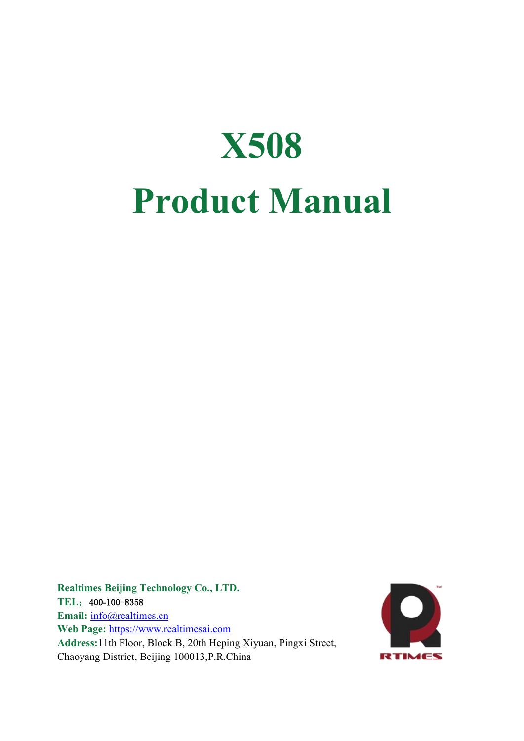# X508

# Product Manual

**Realtimes Beijing Technology Co., LTD.**
**TEL：**400-100-8358
**Email:** info@realtimes.cn
**Web Page:** https://www.realtimesai.com
**Address:**11th Floor, Block B, 20th Heping Xiyuan, Pingxi Street, Chaoyang District, Beijing 100013,P.R.China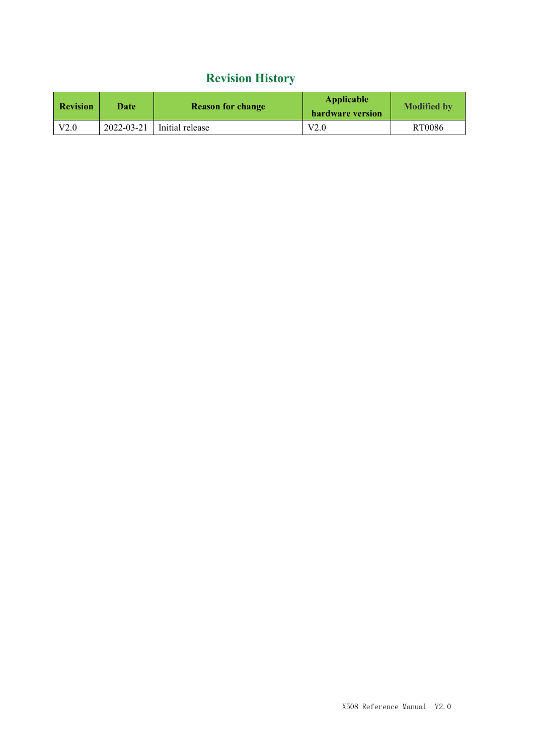# Revision History

| Revision | Date | Reason for change | Applicable hardware version | Modified by |
|---|---|---|---|---|
| V2.0 | 2022-03-21 | Initial release | V2.0 | RT0086 |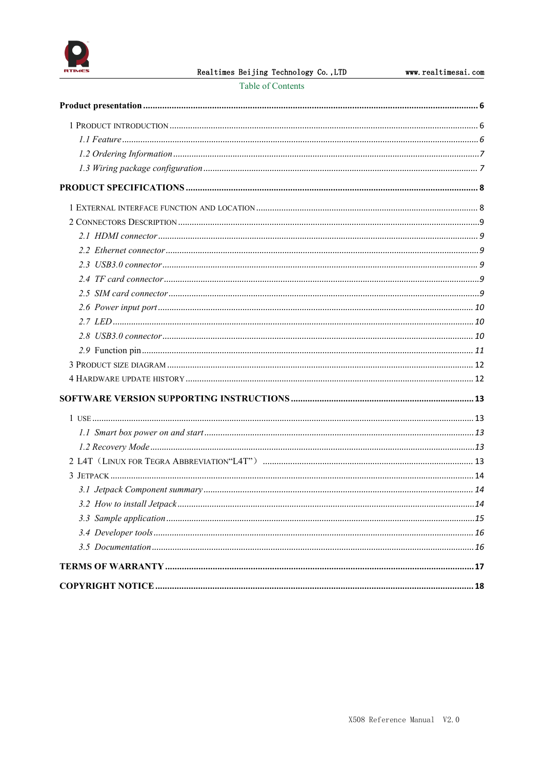Table of Contents

**Product presentation** ........ **6**

1 Product introduction ........ 6

*1.1 Feature* ........ *6*

*1.2 Ordering Information* ........ *7*

*1.3 Wiring package configuration* ........ *7*

**PRODUCT SPECIFICATIONS** ........ **8**

1 External interface function and location ........ 8

2 Connectors Description ........ 9

*2.1 HDMI connector* ........ *9*

*2.2 Ethernet connector* ........ *9*

*2.3 USB3.0 connector* ........ *9*

*2.4 TF card connector* ........ *9*

*2.5 SIM card connector* ........ *9*

*2.6 Power input port* ........ *10*

*2.7 LED* ........ *10*

*2.8 USB3.0 connector* ........ *10*

*2.9* Function pin ........ *11*

3 Product size diagram ........ 12

4 Hardware update history ........ 12

**SOFTWARE VERSION SUPPORTING INSTRUCTIONS** ........ **13**

1 use ........ 13

*1.1 Smart box power on and start* ........ *13*

*1.2 Recovery Mode* ........ *13*

2 L4T（Linux for Tegra Abbreviation“L4T”） ........ 13

3 Jetpack ........ 14

*3.1 Jetpack Component summary* ........ *14*

*3.2 How to install Jetpack* ........ *14*

*3.3 Sample application* ........ *15*

*3.4 Developer tools* ........ *16*

*3.5 Documentation* ........ *16*

**TERMS OF WARRANTY** ........ **17**

**COPYRIGHT NOTICE** ........ **18**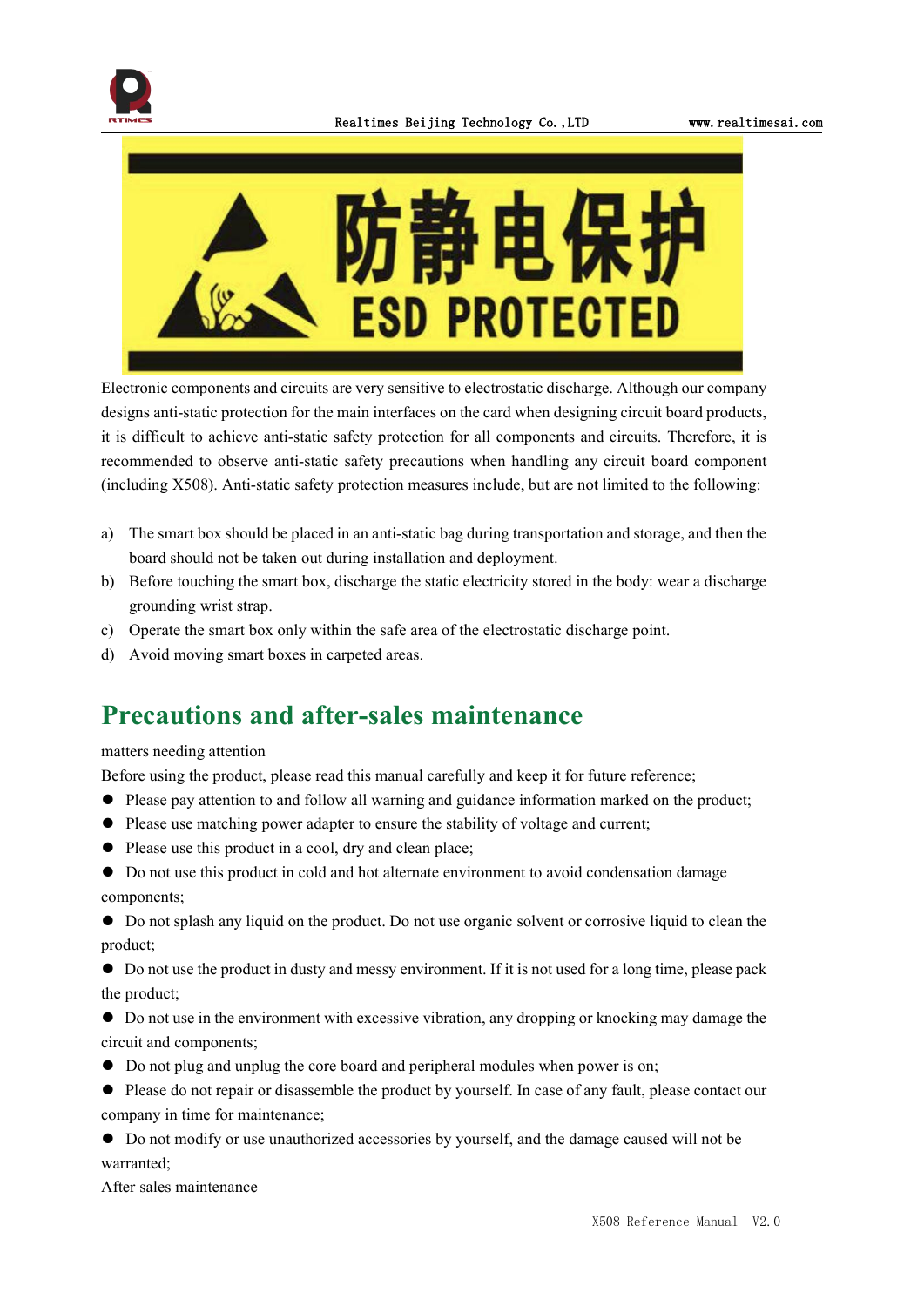Electronic components and circuits are very sensitive to electrostatic discharge. Although our company designs anti-static protection for the main interfaces on the card when designing circuit board products, it is difficult to achieve anti-static safety protection for all components and circuits. Therefore, it is recommended to observe anti-static safety precautions when handling any circuit board component (including X508). Anti-static safety protection measures include, but are not limited to the following:

a) The smart box should be placed in an anti-static bag during transportation and storage, and then the board should not be taken out during installation and deployment.
b) Before touching the smart box, discharge the static electricity stored in the body: wear a discharge grounding wrist strap.
c) Operate the smart box only within the safe area of the electrostatic discharge point.
d) Avoid moving smart boxes in carpeted areas.

# Precautions and after-sales maintenance

matters needing attention

Before using the product, please read this manual carefully and keep it for future reference;

- Please pay attention to and follow all warning and guidance information marked on the product;
- Please use matching power adapter to ensure the stability of voltage and current;
- Please use this product in a cool, dry and clean place;
- Do not use this product in cold and hot alternate environment to avoid condensation damage components;
- Do not splash any liquid on the product. Do not use organic solvent or corrosive liquid to clean the product;
- Do not use the product in dusty and messy environment. If it is not used for a long time, please pack the product;
- Do not use in the environment with excessive vibration, any dropping or knocking may damage the circuit and components;
- Do not plug and unplug the core board and peripheral modules when power is on;
- Please do not repair or disassemble the product by yourself. In case of any fault, please contact our company in time for maintenance;
- Do not modify or use unauthorized accessories by yourself, and the damage caused will not be warranted;

After sales maintenance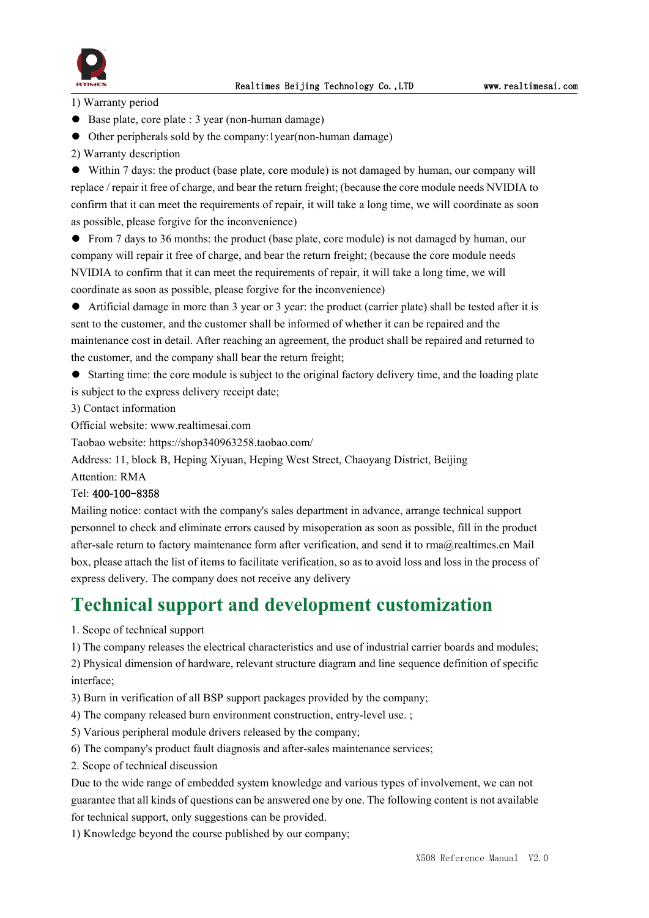1) Warranty period

- Base plate, core plate : 3 year (non-human damage)
- Other peripherals sold by the company:1year(non-human damage)

2) Warranty description

- Within 7 days: the product (base plate, core module) is not damaged by human, our company will replace / repair it free of charge, and bear the return freight; (because the core module needs NVIDIA to confirm that it can meet the requirements of repair, it will take a long time, we will coordinate as soon as possible, please forgive for the inconvenience)
- From 7 days to 36 months: the product (base plate, core module) is not damaged by human, our company will repair it free of charge, and bear the return freight; (because the core module needs NVIDIA to confirm that it can meet the requirements of repair, it will take a long time, we will coordinate as soon as possible, please forgive for the inconvenience)
- Artificial damage in more than 3 year or 3 year: the product (carrier plate) shall be tested after it is sent to the customer, and the customer shall be informed of whether it can be repaired and the maintenance cost in detail. After reaching an agreement, the product shall be repaired and returned to the customer, and the company shall bear the return freight;
- Starting time: the core module is subject to the original factory delivery time, and the loading plate is subject to the express delivery receipt date;

3) Contact information

Official website: www.realtimesai.com

Taobao website: https://shop340963258.taobao.com/

Address: 11, block B, Heping Xiyuan, Heping West Street, Chaoyang District, Beijing

Attention: RMA

Tel: 400-100-8358

Mailing notice: contact with the company's sales department in advance, arrange technical support personnel to check and eliminate errors caused by misoperation as soon as possible, fill in the product after-sale return to factory maintenance form after verification, and send it to rma@realtimes.cn Mail box, please attach the list of items to facilitate verification, so as to avoid loss and loss in the process of express delivery. The company does not receive any delivery

# Technical support and development customization

1. Scope of technical support

1) The company releases the electrical characteristics and use of industrial carrier boards and modules;

2) Physical dimension of hardware, relevant structure diagram and line sequence definition of specific interface;

3) Burn in verification of all BSP support packages provided by the company;

4) The company released burn environment construction, entry-level use. ;

5) Various peripheral module drivers released by the company;

6) The company's product fault diagnosis and after-sales maintenance services;

2. Scope of technical discussion

Due to the wide range of embedded system knowledge and various types of involvement, we can not guarantee that all kinds of questions can be answered one by one. The following content is not available for technical support, only suggestions can be provided.

1) Knowledge beyond the course published by our company;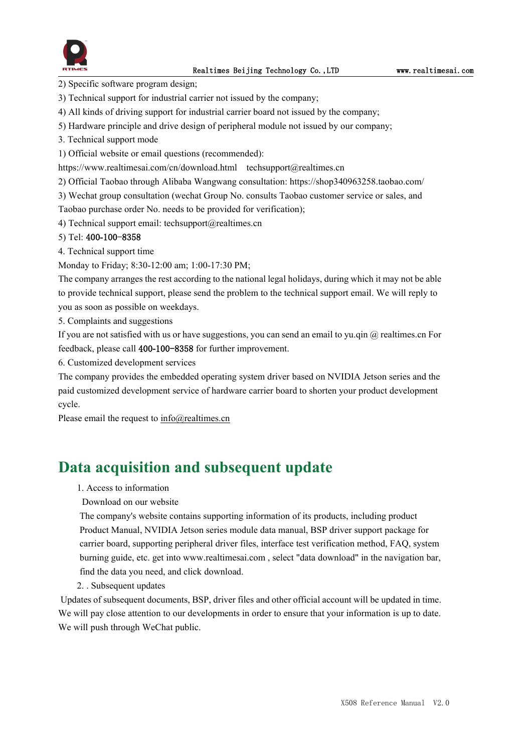2) Specific software program design;

3) Technical support for industrial carrier not issued by the company;

4) All kinds of driving support for industrial carrier board not issued by the company;

5) Hardware principle and drive design of peripheral module not issued by our company;

3. Technical support mode

1) Official website or email questions (recommended):

https://www.realtimesai.com/cn/download.html techsupport@realtimes.cn

2) Official Taobao through Alibaba Wangwang consultation: https://shop340963258.taobao.com/

3) Wechat group consultation (wechat Group No. consults Taobao customer service or sales, and Taobao purchase order No. needs to be provided for verification);

4) Technical support email: techsupport@realtimes.cn

5) Tel: 400-100-8358

4. Technical support time

Monday to Friday; 8:30-12:00 am; 1:00-17:30 PM;

The company arranges the rest according to the national legal holidays, during which it may not be able to provide technical support, please send the problem to the technical support email. We will reply to you as soon as possible on weekdays.

5. Complaints and suggestions

If you are not satisfied with us or have suggestions, you can send an email to yu.qin @ realtimes.cn For feedback, please call 400-100-8358 for further improvement.

6. Customized development services

The company provides the embedded operating system driver based on NVIDIA Jetson series and the paid customized development service of hardware carrier board to shorten your product development cycle.

Please email the request to info@realtimes.cn

# Data acquisition and subsequent update

1. Access to information

Download on our website

The company's website contains supporting information of its products, including product Product Manual, NVIDIA Jetson series module data manual, BSP driver support package for carrier board, supporting peripheral driver files, interface test verification method, FAQ, system burning guide, etc. get into www.realtimesai.com , select "data download" in the navigation bar, find the data you need, and click download.

2. . Subsequent updates

Updates of subsequent documents, BSP, driver files and other official account will be updated in time. We will pay close attention to our developments in order to ensure that your information is up to date. We will push through WeChat public.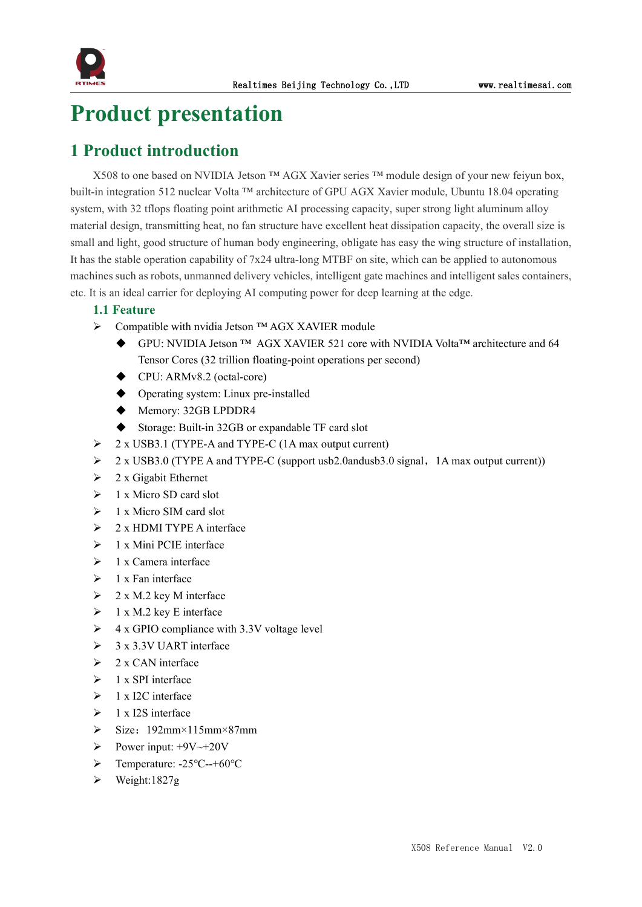# Product presentation

## 1 Product introduction

X508 to one based on NVIDIA Jetson ™ AGX Xavier series ™ module design of your new feiyun box, built-in integration 512 nuclear Volta ™ architecture of GPU AGX Xavier module, Ubuntu 18.04 operating system, with 32 tflops floating point arithmetic AI processing capacity, super strong light aluminum alloy material design, transmitting heat, no fan structure have excellent heat dissipation capacity, the overall size is small and light, good structure of human body engineering, obligate has easy the wing structure of installation, It has the stable operation capability of 7x24 ultra-long MTBF on site, which can be applied to autonomous machines such as robots, unmanned delivery vehicles, intelligent gate machines and intelligent sales containers, etc. It is an ideal carrier for deploying AI computing power for deep learning at the edge.

### 1.1 Feature

- Compatible with nvidia Jetson ™ AGX XAVIER module
  - GPU: NVIDIA Jetson ™ AGX XAVIER 521 core with NVIDIA Volta™ architecture and 64 Tensor Cores (32 trillion floating-point operations per second)
  - CPU: ARMv8.2 (octal-core)
  - Operating system: Linux pre-installed
  - Memory: 32GB LPDDR4
  - Storage: Built-in 32GB or expandable TF card slot
- 2 x USB3.1 (TYPE-A and TYPE-C (1A max output current)
- 2 x USB3.0 (TYPE A and TYPE-C (support usb2.0andusb3.0 signal，1A max output current))
- 2 x Gigabit Ethernet
- 1 x Micro SD card slot
- 1 x Micro SIM card slot
- 2 x HDMI TYPE A interface
- 1 x Mini PCIE interface
- 1 x Camera interface
- 1 x Fan interface
- 2 x M.2 key M interface
- 1 x M.2 key E interface
- 4 x GPIO compliance with 3.3V voltage level
- 3 x 3.3V UART interface
- 2 x CAN interface
- 1 x SPI interface
- 1 x I2C interface
- 1 x I2S interface
- Size：192mm×115mm×87mm
- Power input: +9V~+20V
- Temperature: -25℃--+60℃
- Weight:1827g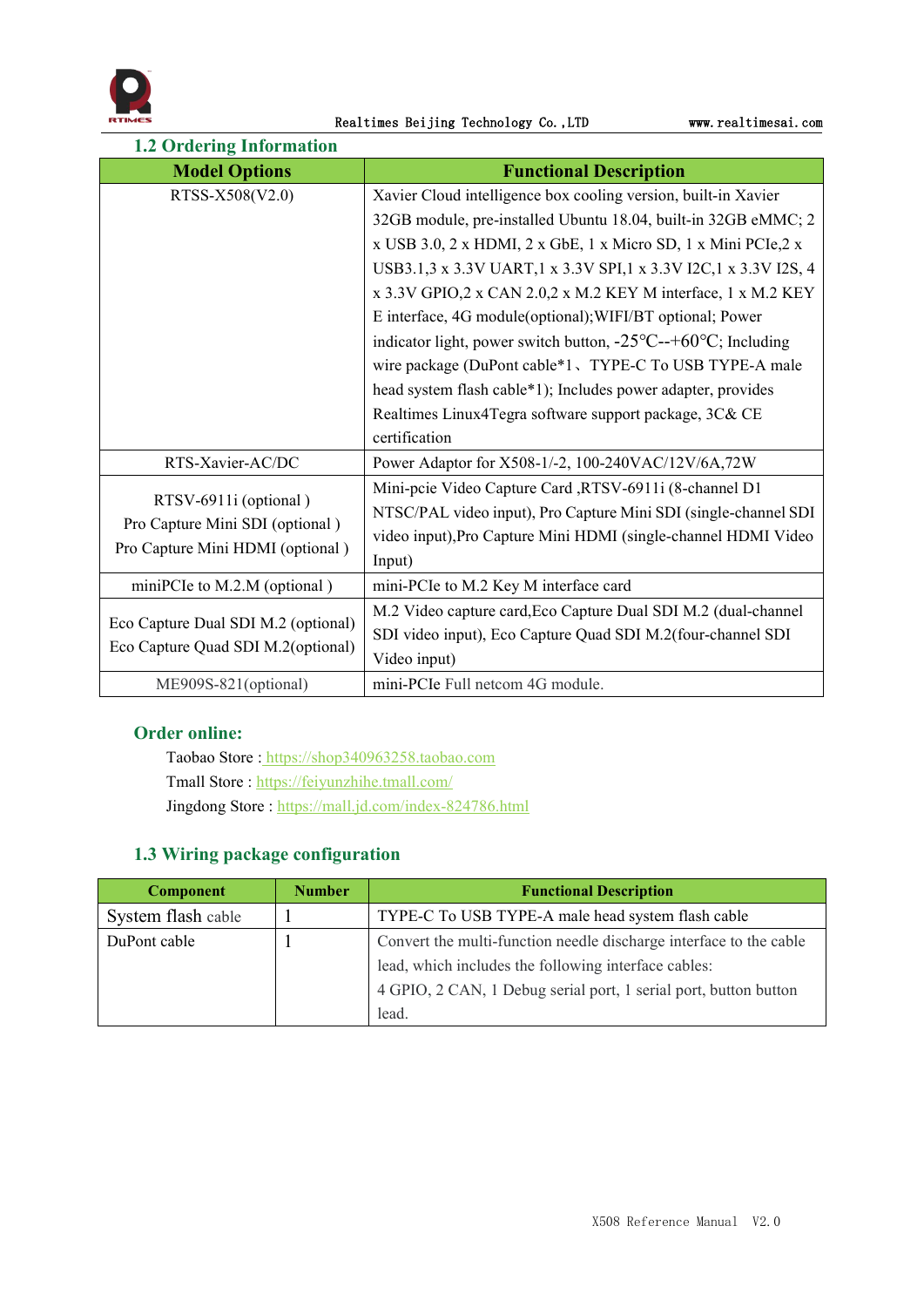## 1.2 Ordering Information

| Model Options | Functional Description |
|---|---|
| RTSS-X508(V2.0) | Xavier Cloud intelligence box cooling version, built-in Xavier 32GB module, pre-installed Ubuntu 18.04, built-in 32GB eMMC; 2 x USB 3.0, 2 x HDMI, 2 x GbE, 1 x Micro SD, 1 x Mini PCIe,2 x USB3.1,3 x 3.3V UART,1 x 3.3V SPI,1 x 3.3V I2C,1 x 3.3V I2S, 4 x 3.3V GPIO,2 x CAN 2.0,2 x M.2 KEY M interface, 1 x M.2 KEY E interface, 4G module(optional);WIFI/BT optional; Power indicator light, power switch button, -25℃--+60℃; Including wire package (DuPont cable*1、 TYPE-C To USB TYPE-A male head system flash cable*1); Includes power adapter, provides Realtimes Linux4Tegra software support package, 3C& CE certification |
| RTS-Xavier-AC/DC | Power Adaptor for X508-1/-2, 100-240VAC/12V/6A,72W |
| RTSV-6911i (optional )<br>Pro Capture Mini SDI (optional )<br>Pro Capture Mini HDMI (optional ) | Mini-pcie Video Capture Card ,RTSV-6911i (8-channel D1 NTSC/PAL video input), Pro Capture Mini SDI (single-channel SDI video input),Pro Capture Mini HDMI (single-channel HDMI Video Input) |
| miniPCIe to M.2.M (optional ) | mini-PCIe to M.2 Key M interface card |
| Eco Capture Dual SDI M.2 (optional)<br>Eco Capture Quad SDI M.2(optional) | M.2 Video capture card,Eco Capture Dual SDI M.2 (dual-channel SDI video input), Eco Capture Quad SDI M.2(four-channel SDI Video input) |
| ME909S-821(optional) | mini-PCIe Full netcom 4G module. |

### Order online:

Taobao Store : https://shop340963258.taobao.com
Tmall Store : https://feiyunzhihe.tmall.com/
Jingdong Store : https://mall.jd.com/index-824786.html

## 1.3 Wiring package configuration

| Component | Number | Functional Description |
|---|---|---|
| System flash cable | 1 | TYPE-C To USB TYPE-A male head system flash cable |
| DuPont cable | 1 | Convert the multi-function needle discharge interface to the cable lead, which includes the following interface cables:<br>4 GPIO, 2 CAN, 1 Debug serial port, 1 serial port, button button lead. |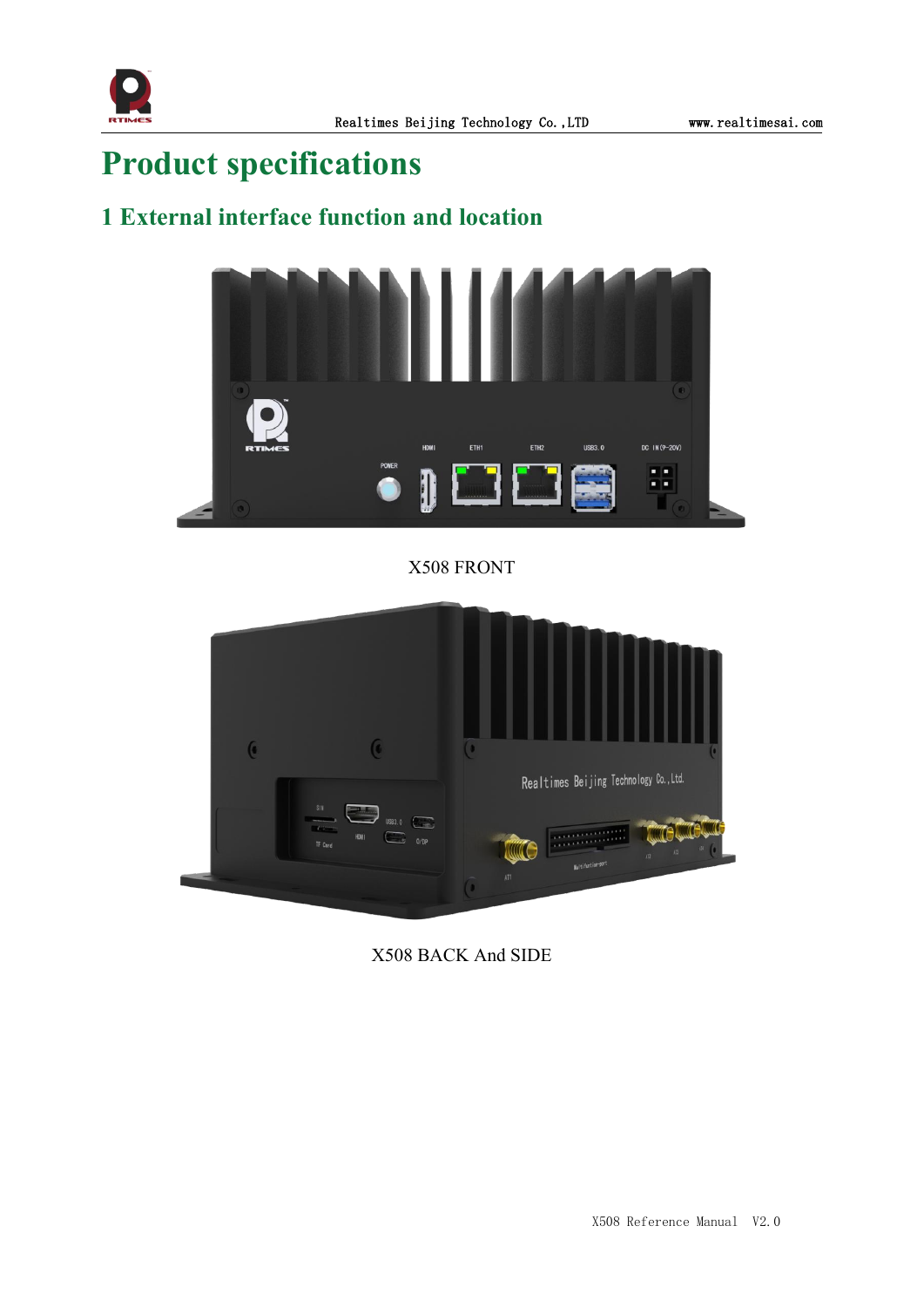# Product specifications

## 1 External interface function and location

X508 FRONT

X508 BACK And SIDE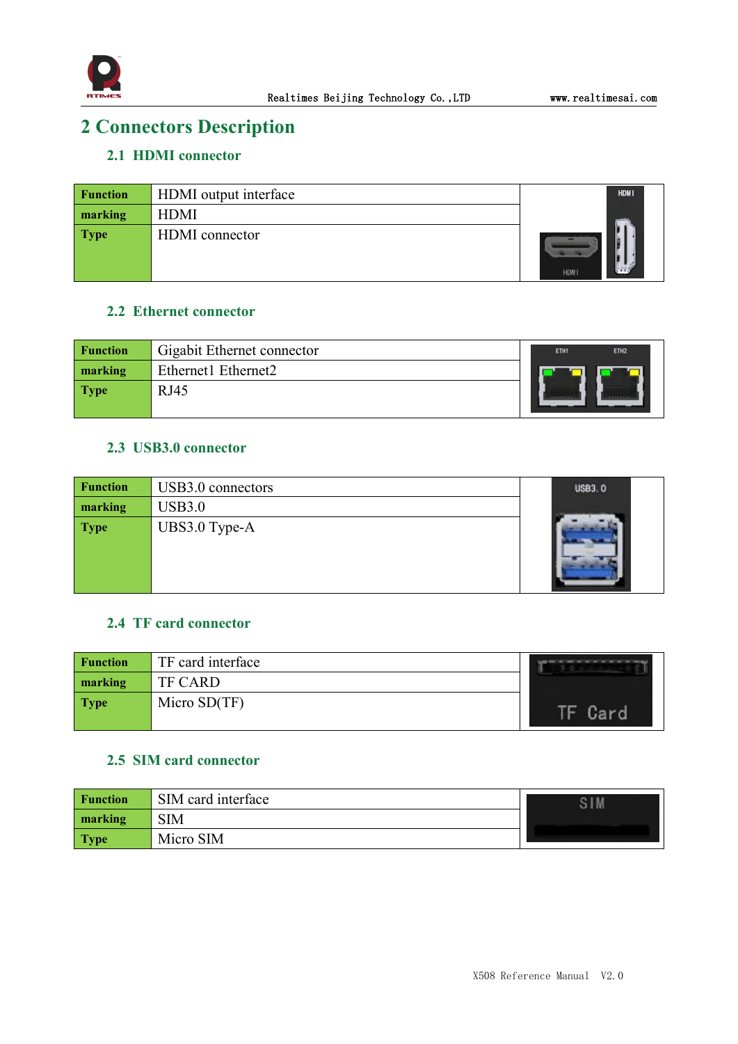# 2 Connectors Description

## 2.1 HDMI connector

| **Function** | HDMI output interface |
|---|---|
| **marking** | HDMI |
| **Type** | HDMI connector |

## 2.2 Ethernet connector

| **Function** | Gigabit Ethernet connector |
|---|---|
| **marking** | Ethernet1 Ethernet2 |
| **Type** | RJ45 |

## 2.3 USB3.0 connector

| **Function** | USB3.0 connectors |
|---|---|
| **marking** | USB3.0 |
| **Type** | UBS3.0 Type-A |

## 2.4 TF card connector

| **Function** | TF card interface |
|---|---|
| **marking** | TF CARD |
| **Type** | Micro SD(TF) |

## 2.5 SIM card connector

| **Function** | SIM card interface |
|---|---|
| **marking** | SIM |
| **Type** | Micro SIM |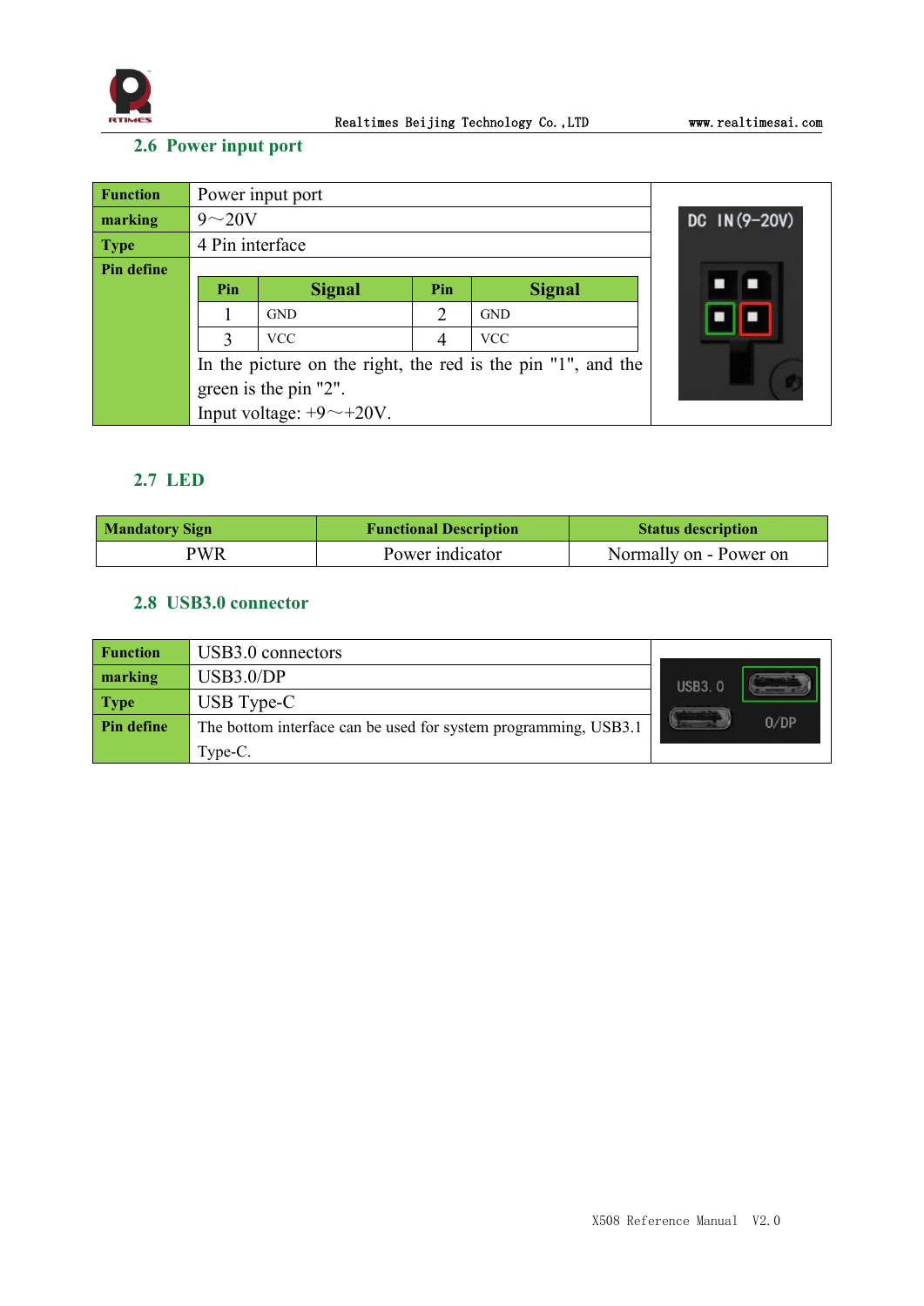## 2.6 Power input port

| Function | Power input port |
|---|---|
| marking | 9～20V |
| Type | 4 Pin interface |
| Pin define | <table><tr><th>Pin</th><th>Signal</th><th>Pin</th><th>Signal</th></tr><tr><td>1</td><td>GND</td><td>2</td><td>GND</td></tr><tr><td>3</td><td>VCC</td><td>4</td><td>VCC</td></tr></table> In the picture on the right, the red is the pin "1", and the green is the pin "2". Input voltage: +9～+20V. |

## 2.7 LED

| Mandatory Sign | Functional Description | Status description |
|---|---|---|
| PWR | Power indicator | Normally on - Power on |

## 2.8 USB3.0 connector

| Function | USB3.0 connectors |
|---|---|
| marking | USB3.0/DP |
| Type | USB Type-C |
| Pin define | The bottom interface can be used for system programming, USB3.1 Type-C. |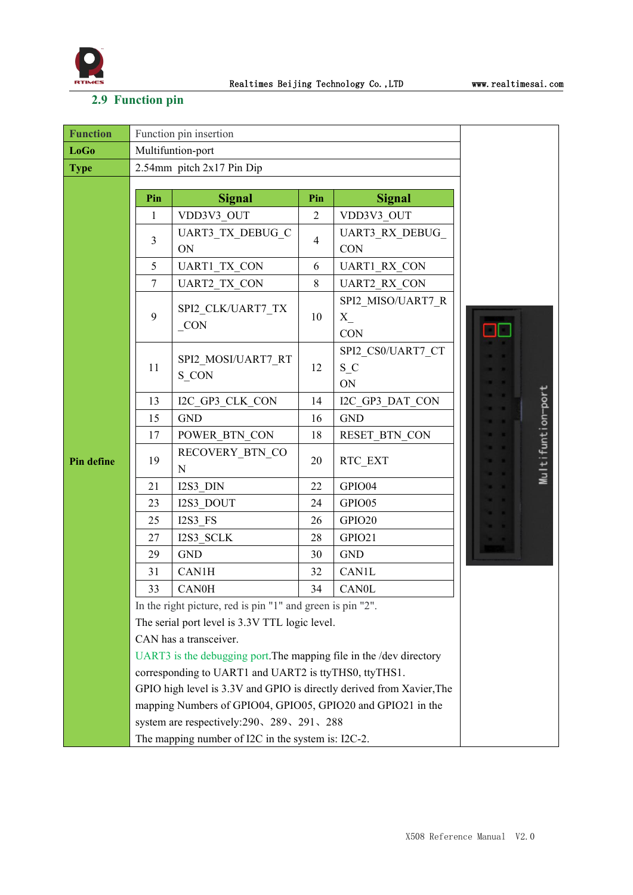## 2.9 Function pin

| **Function** | Function pin insertion |
|---|---|
| **LoGo** | Multifuntion-port |
| **Type** | 2.54mm pitch 2x17 Pin Dip |

**Pin define**

| Pin | Signal | Pin | Signal |
|---|---|---|---|
| 1 | VDD3V3_OUT | 2 | VDD3V3_OUT |
| 3 | UART3_TX_DEBUG_CON | 4 | UART3_RX_DEBUG_CON |
| 5 | UART1_TX_CON | 6 | UART1_RX_CON |
| 7 | UART2_TX_CON | 8 | UART2_RX_CON |
| 9 | SPI2_CLK/UART7_TX_CON | 10 | SPI2_MISO/UART7_RX_CON |
| 11 | SPI2_MOSI/UART7_RTS_CON | 12 | SPI2_CS0/UART7_CTS_CON |
| 13 | I2C_GP3_CLK_CON | 14 | I2C_GP3_DAT_CON |
| 15 | GND | 16 | GND |
| 17 | POWER_BTN_CON | 18 | RESET_BTN_CON |
| 19 | RECOVERY_BTN_CON | 20 | RTC_EXT |
| 21 | I2S3_DIN | 22 | GPIO04 |
| 23 | I2S3_DOUT | 24 | GPIO05 |
| 25 | I2S3_FS | 26 | GPIO20 |
| 27 | I2S3_SCLK | 28 | GPIO21 |
| 29 | GND | 30 | GND |
| 31 | CAN1H | 32 | CAN1L |
| 33 | CAN0H | 34 | CAN0L |

In the right picture, red is pin "1" and green is pin "2".

The serial port level is 3.3V TTL logic level.

CAN has a transceiver.

UART3 is the debugging port.The mapping file in the /dev directory corresponding to UART1 and UART2 is ttyTHS0, ttyTHS1.

GPIO high level is 3.3V and GPIO is directly derived from Xavier,The mapping Numbers of GPIO04, GPIO05, GPIO20 and GPIO21 in the system are respectively:290、289、291、288

The mapping number of I2C in the system is: I2C-2.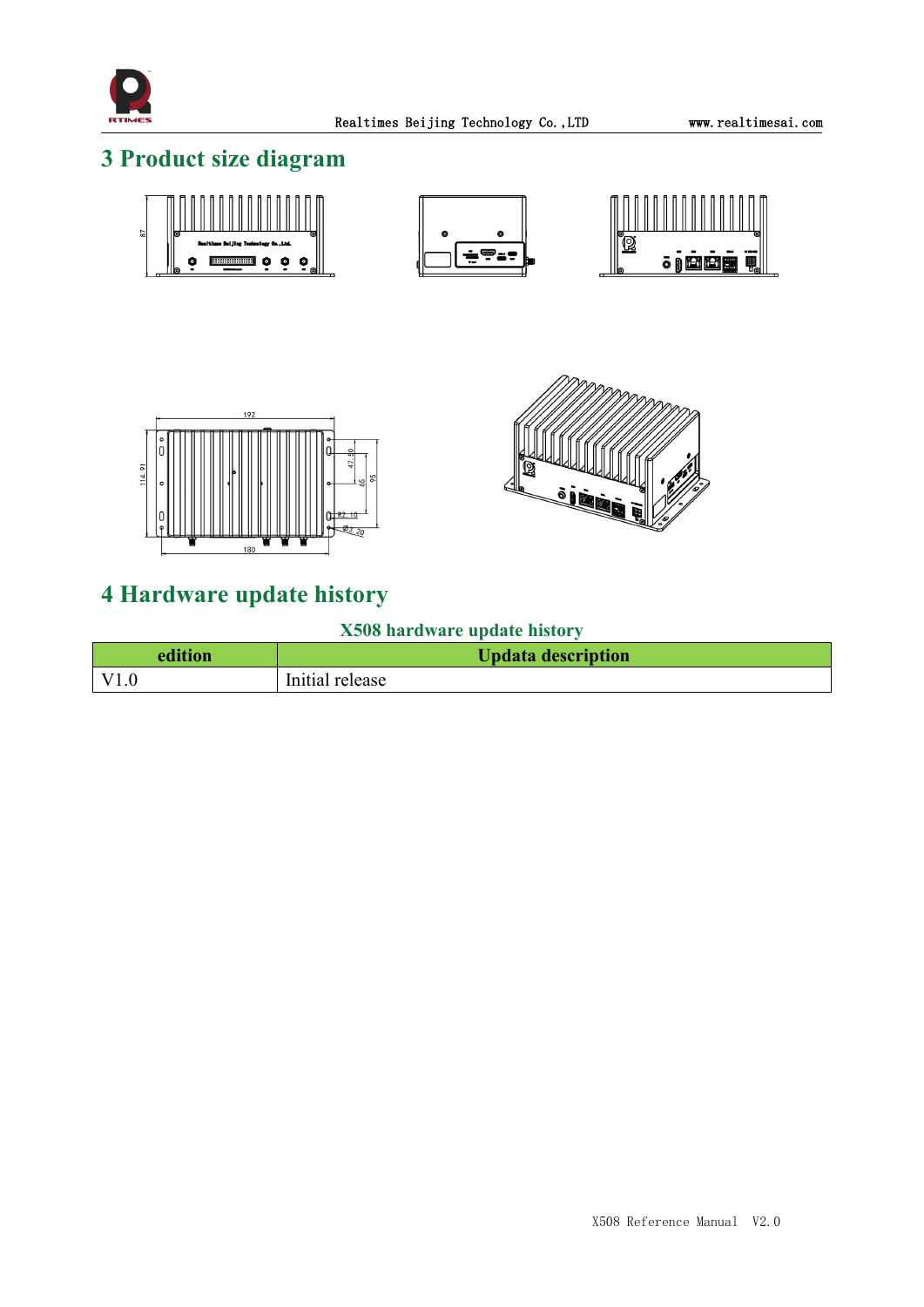# 3 Product size diagram

# 4 Hardware update history

X508 hardware update history

| edition | Updata description |
| --- | --- |
| V1.0 | Initial release |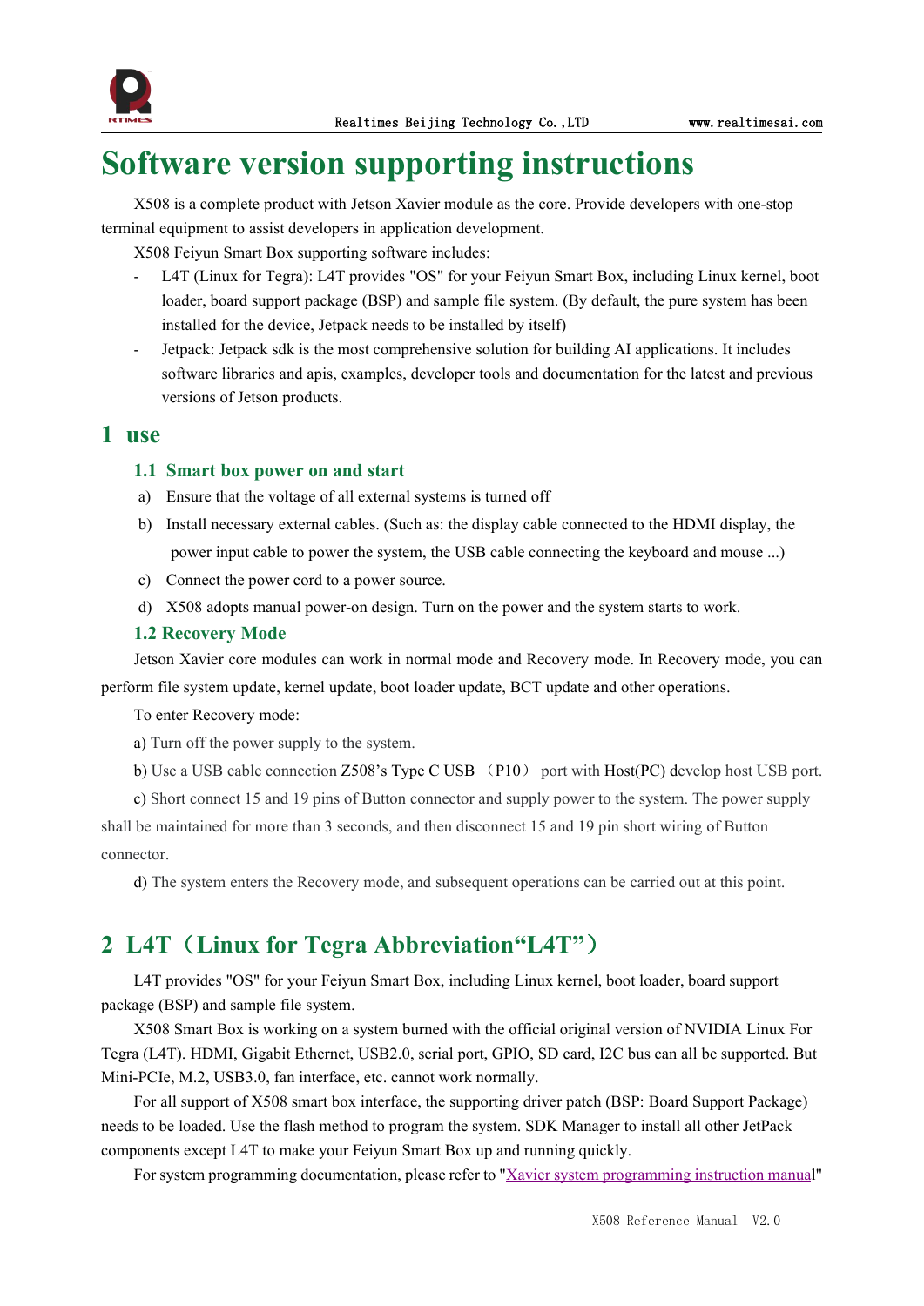# Software version supporting instructions

X508 is a complete product with Jetson Xavier module as the core. Provide developers with one-stop terminal equipment to assist developers in application development.

X508 Feiyun Smart Box supporting software includes:

- L4T (Linux for Tegra): L4T provides "OS" for your Feiyun Smart Box, including Linux kernel, boot loader, board support package (BSP) and sample file system. (By default, the pure system has been installed for the device, Jetpack needs to be installed by itself)
- Jetpack: Jetpack sdk is the most comprehensive solution for building AI applications. It includes software libraries and apis, examples, developer tools and documentation for the latest and previous versions of Jetson products.

## 1 use

### 1.1 Smart box power on and start

a) Ensure that the voltage of all external systems is turned off

b) Install necessary external cables. (Such as: the display cable connected to the HDMI display, the power input cable to power the system, the USB cable connecting the keyboard and mouse ...)

c) Connect the power cord to a power source.

d) X508 adopts manual power-on design. Turn on the power and the system starts to work.

### 1.2 Recovery Mode

Jetson Xavier core modules can work in normal mode and Recovery mode. In Recovery mode, you can perform file system update, kernel update, boot loader update, BCT update and other operations.

To enter Recovery mode:

a) Turn off the power supply to the system.

b) Use a USB cable connection Z508's Type C USB （P10） port with Host(PC) develop host USB port.

c) Short connect 15 and 19 pins of Button connector and supply power to the system. The power supply shall be maintained for more than 3 seconds, and then disconnect 15 and 19 pin short wiring of Button connector.

d) The system enters the Recovery mode, and subsequent operations can be carried out at this point.

## 2 L4T（Linux for Tegra Abbreviation"L4T"）

L4T provides "OS" for your Feiyun Smart Box, including Linux kernel, boot loader, board support package (BSP) and sample file system.

X508 Smart Box is working on a system burned with the official original version of NVIDIA Linux For Tegra (L4T). HDMI, Gigabit Ethernet, USB2.0, serial port, GPIO, SD card, I2C bus can all be supported. But Mini-PCIe, M.2, USB3.0, fan interface, etc. cannot work normally.

For all support of X508 smart box interface, the supporting driver patch (BSP: Board Support Package) needs to be loaded. Use the flash method to program the system. SDK Manager to install all other JetPack components except L4T to make your Feiyun Smart Box up and running quickly.

For system programming documentation, please refer to "Xavier system programming instruction manual"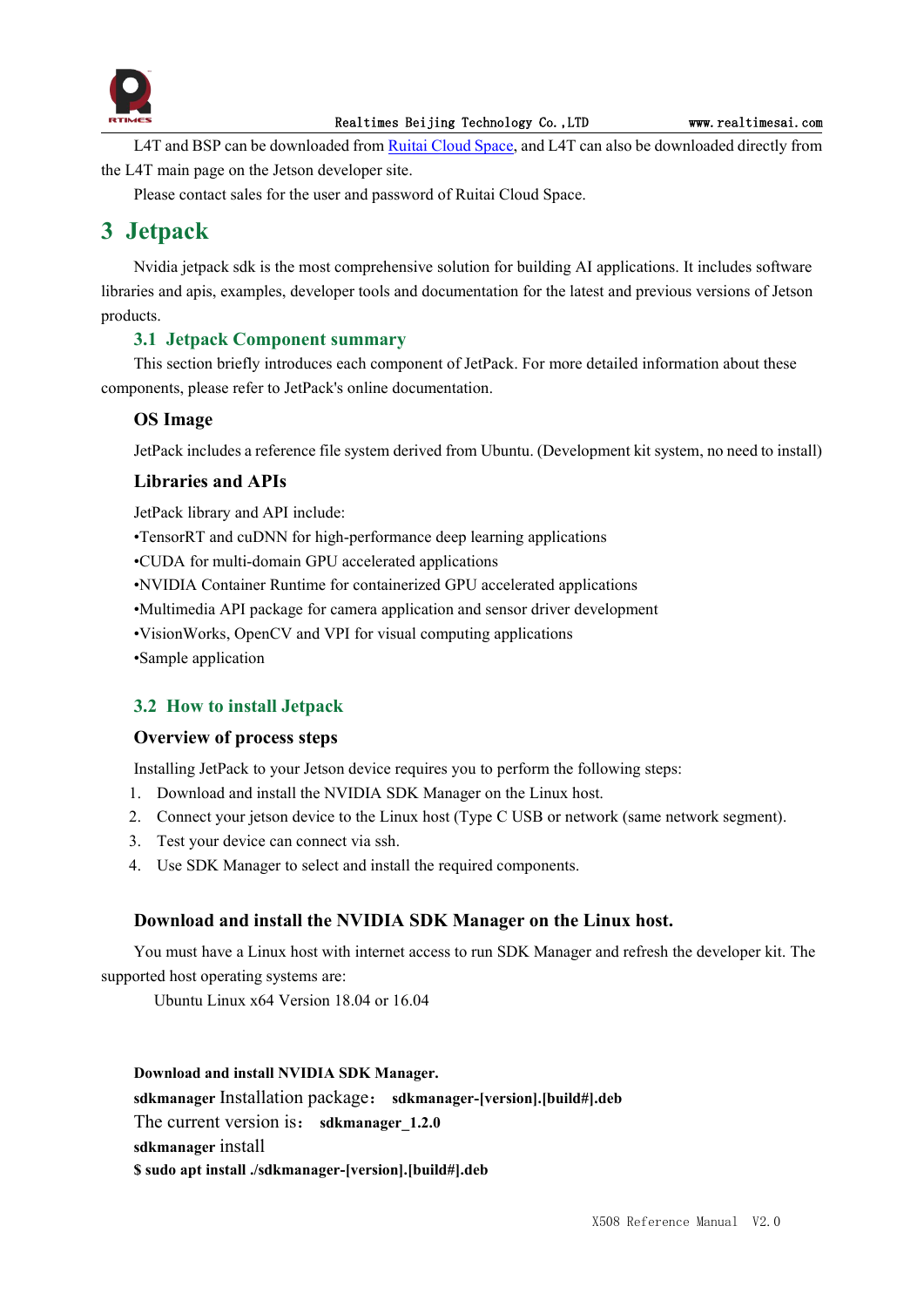L4T and BSP can be downloaded from [Ruitai Cloud Space](), and L4T can also be downloaded directly from the L4T main page on the Jetson developer site.

Please contact sales for the user and password of Ruitai Cloud Space.

# 3 Jetpack

Nvidia jetpack sdk is the most comprehensive solution for building AI applications. It includes software libraries and apis, examples, developer tools and documentation for the latest and previous versions of Jetson products.

## 3.1 Jetpack Component summary

This section briefly introduces each component of JetPack. For more detailed information about these components, please refer to JetPack's online documentation.

### OS Image

JetPack includes a reference file system derived from Ubuntu. (Development kit system, no need to install)

### Libraries and APIs

JetPack library and API include:

•TensorRT and cuDNN for high-performance deep learning applications

•CUDA for multi-domain GPU accelerated applications

•NVIDIA Container Runtime for containerized GPU accelerated applications

•Multimedia API package for camera application and sensor driver development

•VisionWorks, OpenCV and VPI for visual computing applications

•Sample application

## 3.2 How to install Jetpack

### Overview of process steps

Installing JetPack to your Jetson device requires you to perform the following steps:

1. Download and install the NVIDIA SDK Manager on the Linux host.
2. Connect your jetson device to the Linux host (Type C USB or network (same network segment).
3. Test your device can connect via ssh.
4. Use SDK Manager to select and install the required components.

### Download and install the NVIDIA SDK Manager on the Linux host.

You must have a Linux host with internet access to run SDK Manager and refresh the developer kit. The supported host operating systems are:

Ubuntu Linux x64 Version 18.04 or 16.04

**Download and install NVIDIA SDK Manager.**

**sdkmanager** Installation package： **sdkmanager-[version].[build#].deb**

The current version is： **sdkmanager_1.2.0**

**sdkmanager** install

**$ sudo apt install ./sdkmanager-[version].[build#].deb**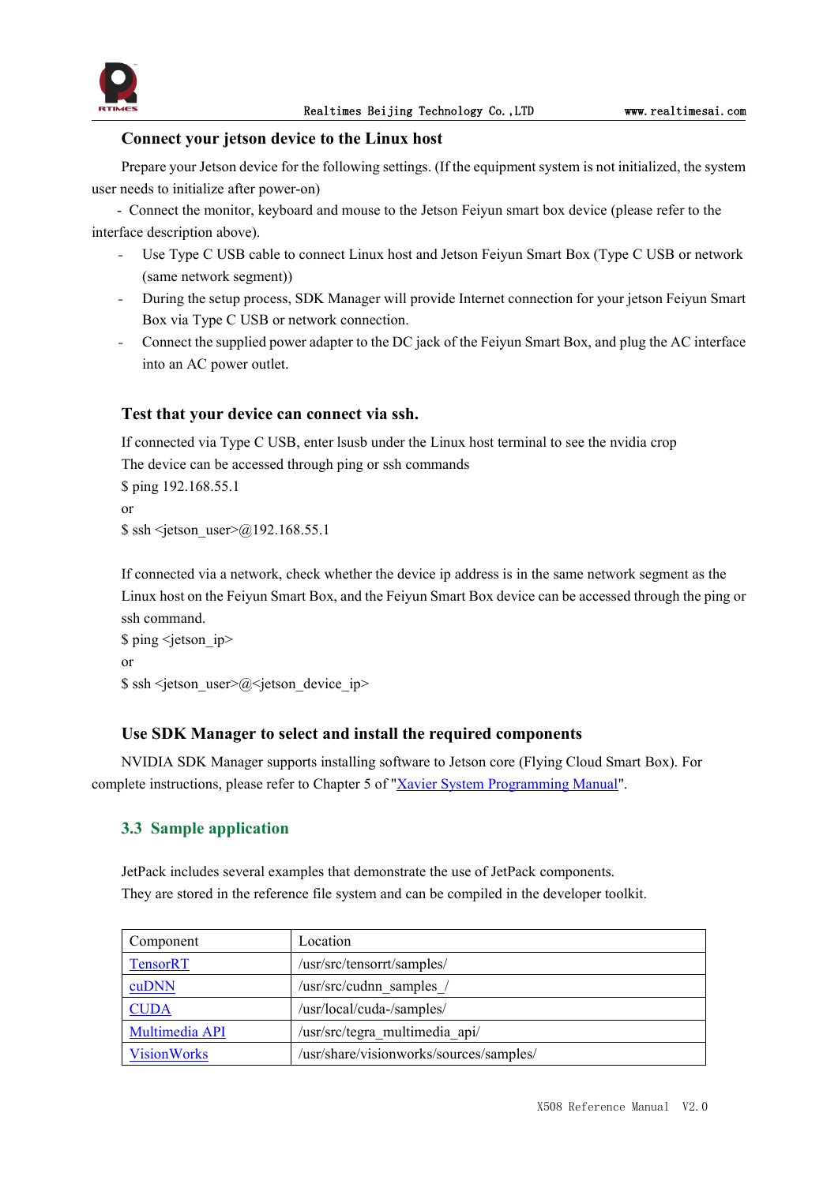### Connect your jetson device to the Linux host

Prepare your Jetson device for the following settings. (If the equipment system is not initialized, the system user needs to initialize after power-on)

- Connect the monitor, keyboard and mouse to the Jetson Feiyun smart box device (please refer to the interface description above).
- Use Type C USB cable to connect Linux host and Jetson Feiyun Smart Box (Type C USB or network (same network segment))
- During the setup process, SDK Manager will provide Internet connection for your jetson Feiyun Smart Box via Type C USB or network connection.
- Connect the supplied power adapter to the DC jack of the Feiyun Smart Box, and plug the AC interface into an AC power outlet.

### Test that your device can connect via ssh.

If connected via Type C USB, enter lsusb under the Linux host terminal to see the nvidia crop
The device can be accessed through ping or ssh commands

$ ping 192.168.55.1

or

$ ssh <jetson_user>@192.168.55.1

If connected via a network, check whether the device ip address is in the same network segment as the Linux host on the Feiyun Smart Box, and the Feiyun Smart Box device can be accessed through the ping or ssh command.

$ ping <jetson_ip>

or

$ ssh <jetson_user>@<jetson_device_ip>

### Use SDK Manager to select and install the required components

NVIDIA SDK Manager supports installing software to Jetson core (Flying Cloud Smart Box). For complete instructions, please refer to Chapter 5 of "Xavier System Programming Manual".

## 3.3 Sample application

JetPack includes several examples that demonstrate the use of JetPack components.
They are stored in the reference file system and can be compiled in the developer toolkit.

| Component | Location |
|---|---|
| TensorRT | /usr/src/tensorrt/samples/ |
| cuDNN | /usr/src/cudnn_samples_/ |
| CUDA | /usr/local/cuda-/samples/ |
| Multimedia API | /usr/src/tegra_multimedia_api/ |
| VisionWorks | /usr/share/visionworks/sources/samples/ |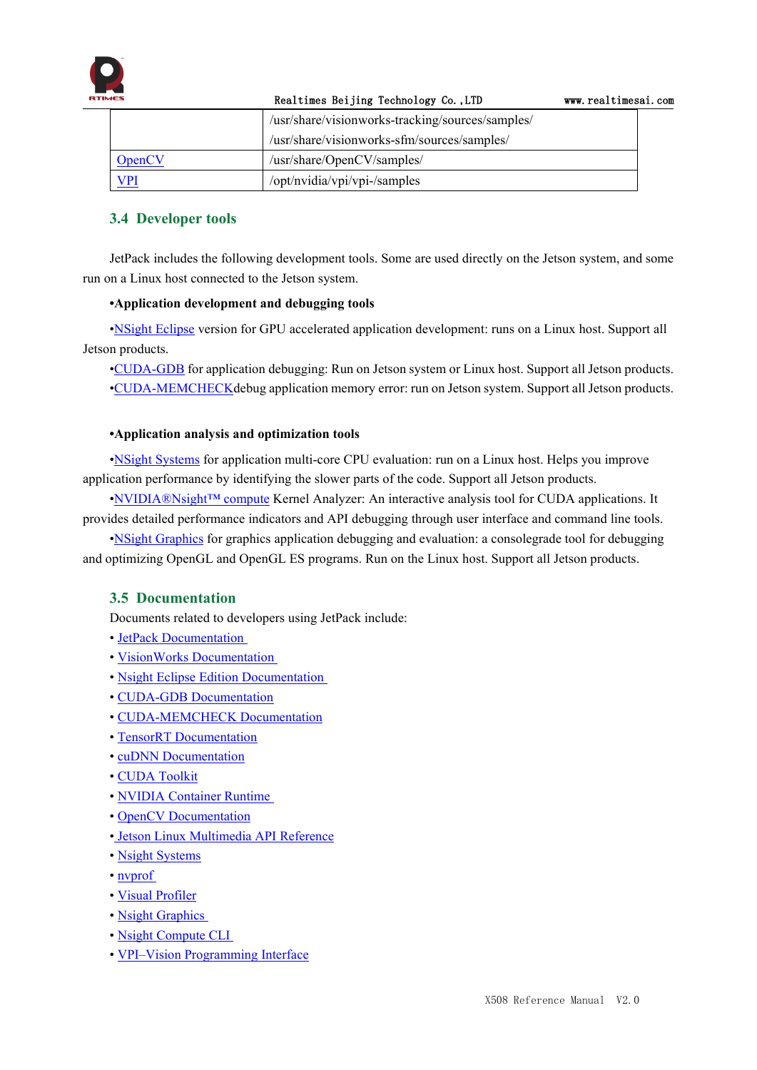| | /usr/share/visionworks-tracking/sources/samples/ /usr/share/visionworks-sfm/sources/samples/ |
|---|---|
| OpenCV | /usr/share/OpenCV/samples/ |
| VPI | /opt/nvidia/vpi/vpi-/samples |

## 3.4 Developer tools

JetPack includes the following development tools. Some are used directly on the Jetson system, and some run on a Linux host connected to the Jetson system.

**•Application development and debugging tools**

•NSight Eclipse version for GPU accelerated application development: runs on a Linux host. Support all Jetson products.

•CUDA-GDB for application debugging: Run on Jetson system or Linux host. Support all Jetson products.

•CUDA-MEMCHECKdebug application memory error: run on Jetson system. Support all Jetson products.

**•Application analysis and optimization tools**

•NSight Systems for application multi-core CPU evaluation: run on a Linux host. Helps you improve application performance by identifying the slower parts of the code. Support all Jetson products.

•NVIDIA®Nsight™ compute Kernel Analyzer: An interactive analysis tool for CUDA applications. It provides detailed performance indicators and API debugging through user interface and command line tools.

•NSight Graphics for graphics application debugging and evaluation: a consolegrade tool for debugging and optimizing OpenGL and OpenGL ES programs. Run on the Linux host. Support all Jetson products.

## 3.5 Documentation

Documents related to developers using JetPack include:

- JetPack Documentation
- VisionWorks Documentation
- Nsight Eclipse Edition Documentation
- CUDA-GDB Documentation
- CUDA-MEMCHECK Documentation
- TensorRT Documentation
- cuDNN Documentation
- CUDA Toolkit
- NVIDIA Container Runtime
- OpenCV Documentation
- Jetson Linux Multimedia API Reference
- Nsight Systems
- nvprof
- Visual Profiler
- Nsight Graphics
- Nsight Compute CLI
- VPI–Vision Programming Interface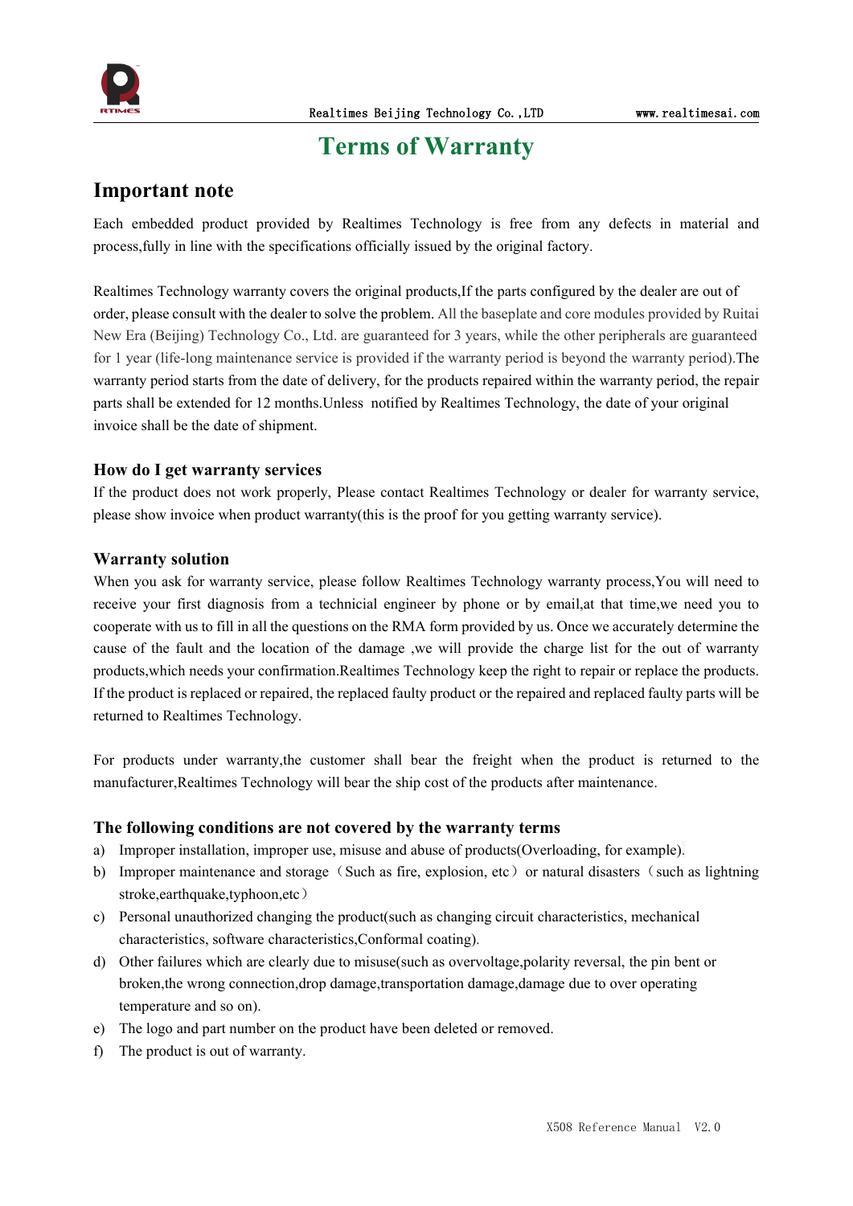# Terms of Warranty

## Important note

Each embedded product provided by Realtimes Technology is free from any defects in material and process,fully in line with the specifications officially issued by the original factory.

Realtimes Technology warranty covers the original products,If the parts configured by the dealer are out of order, please consult with the dealer to solve the problem. All the baseplate and core modules provided by Ruitai New Era (Beijing) Technology Co., Ltd. are guaranteed for 3 years, while the other peripherals are guaranteed for 1 year (life-long maintenance service is provided if the warranty period is beyond the warranty period).The warranty period starts from the date of delivery, for the products repaired within the warranty period, the repair parts shall be extended for 12 months.Unless notified by Realtimes Technology, the date of your original invoice shall be the date of shipment.

### How do I get warranty services

If the product does not work properly, Please contact Realtimes Technology or dealer for warranty service, please show invoice when product warranty(this is the proof for you getting warranty service).

### Warranty solution

When you ask for warranty service, please follow Realtimes Technology warranty process,You will need to receive your first diagnosis from a technicial engineer by phone or by email,at that time,we need you to cooperate with us to fill in all the questions on the RMA form provided by us. Once we accurately determine the cause of the fault and the location of the damage ,we will provide the charge list for the out of warranty products,which needs your confirmation.Realtimes Technology keep the right to repair or replace the products. If the product is replaced or repaired, the replaced faulty product or the repaired and replaced faulty parts will be returned to Realtimes Technology.

For products under warranty,the customer shall bear the freight when the product is returned to the manufacturer,Realtimes Technology will bear the ship cost of the products after maintenance.

### The following conditions are not covered by the warranty terms

a) Improper installation, improper use, misuse and abuse of products(Overloading, for example).
b) Improper maintenance and storage（Such as fire, explosion, etc）or natural disasters（such as lightning stroke,earthquake,typhoon,etc）
c) Personal unauthorized changing the product(such as changing circuit characteristics, mechanical characteristics, software characteristics,Conformal coating).
d) Other failures which are clearly due to misuse(such as overvoltage,polarity reversal, the pin bent or broken,the wrong connection,drop damage,transportation damage,damage due to over operating temperature and so on).
e) The logo and part number on the product have been deleted or removed.
f) The product is out of warranty.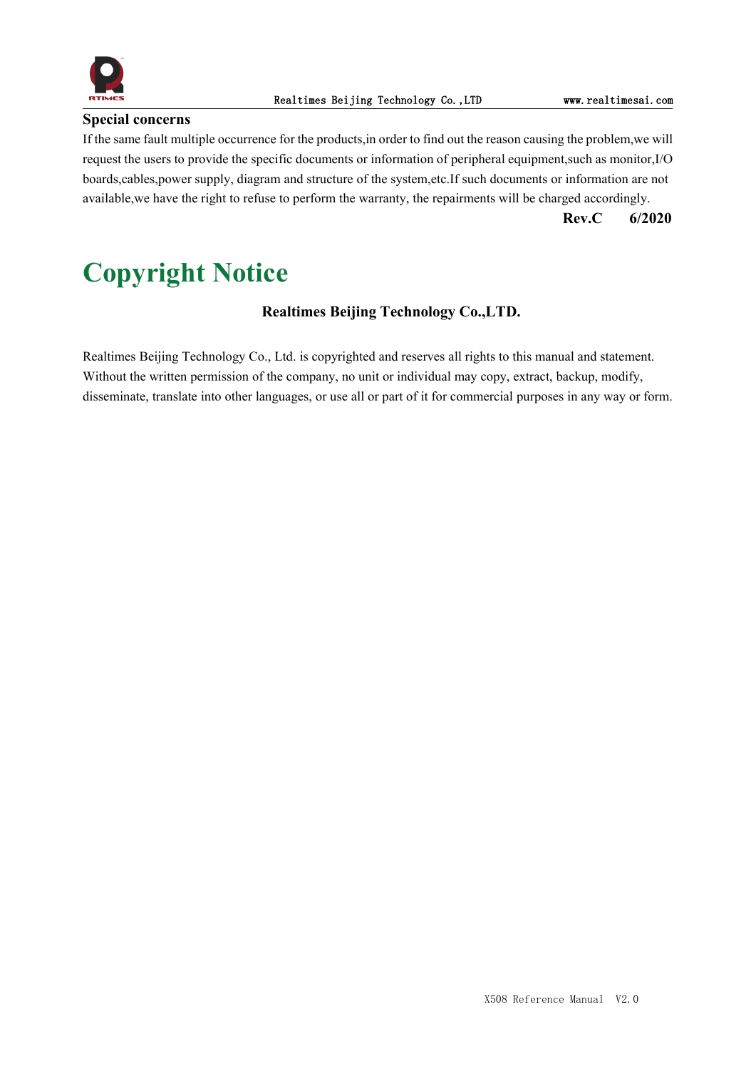**Special concerns**

If the same fault multiple occurrence for the products,in order to find out the reason causing the problem,we will request the users to provide the specific documents or information of peripheral equipment,such as monitor,I/O boards,cables,power supply, diagram and structure of the system,etc.If such documents or information are not available,we have the right to refuse to perform the warranty, the repairments will be charged accordingly.

**Rev.C 6/2020**

# Copyright Notice

**Realtimes Beijing Technology Co.,LTD.**

Realtimes Beijing Technology Co., Ltd. is copyrighted and reserves all rights to this manual and statement. Without the written permission of the company, no unit or individual may copy, extract, backup, modify, disseminate, translate into other languages, or use all or part of it for commercial purposes in any way or form.